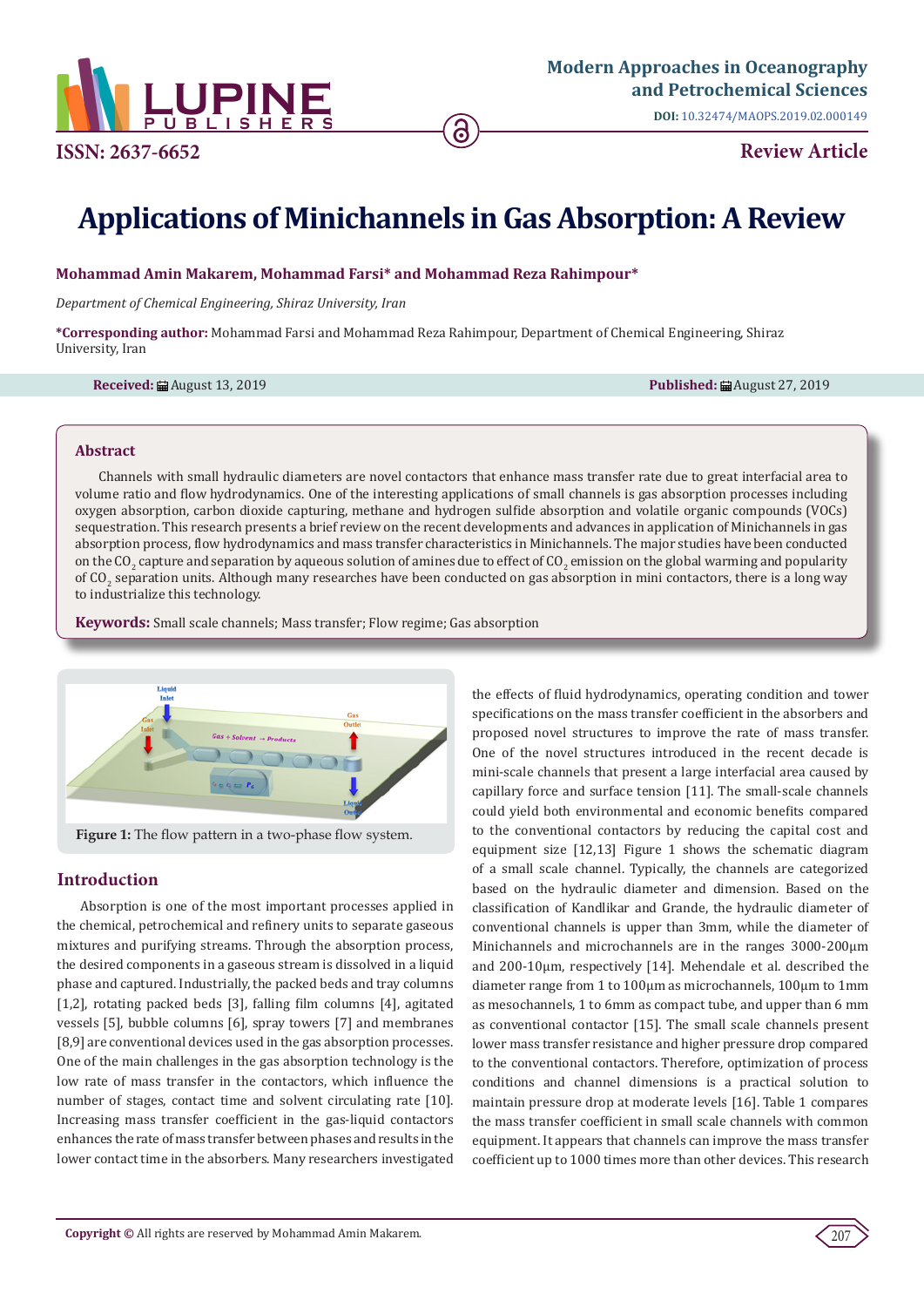# Applications of Minichannels in Gas Absorption: A Review

**Mohammad Amin Makarem, Mohammad Farsi* and Mohammad Reza Rahimpour***

*Department of Chemical Engineering, Shiraz University, Iran*

**\*Corresponding author:** Mohammad Farsi and Mohammad Reza Rahimpour, Department of Chemical Engineering, Shiraz University, Iran

**Received:** August 13, 2019 **Published:** August 27, 2019

## Abstract

Channels with small hydraulic diameters are novel contactors that enhance mass transfer rate due to great interfacial area to volume ratio and flow hydrodynamics. One of the interesting applications of small channels is gas absorption processes including oxygen absorption, carbon dioxide capturing, methane and hydrogen sulfide absorption and volatile organic compounds (VOCs) sequestration. This research presents a brief review on the recent developments and advances in application of Minichannels in gas absorption process, flow hydrodynamics and mass transfer characteristics in Minichannels. The major studies have been conducted on the $CO_2$ capture and separation by aqueous solution of amines due to effect of $CO_2$ emission on the global warming and popularity of $CO_2$ separation units. Although many researches have been conducted on gas absorption in mini contactors, there is a long way to industrialize this technology.

**Keywords:** Small scale channels; Mass transfer; Flow regime; Gas absorption

**Figure 1:** The flow pattern in a two-phase flow system.

## Introduction

Absorption is one of the most important processes applied in the chemical, petrochemical and refinery units to separate gaseous mixtures and purifying streams. Through the absorption process, the desired components in a gaseous stream is dissolved in a liquid phase and captured. Industrially, the packed beds and tray columns [1,2], rotating packed beds [3], falling film columns [4], agitated vessels [5], bubble columns [6], spray towers [7] and membranes [8,9] are conventional devices used in the gas absorption processes. One of the main challenges in the gas absorption technology is the low rate of mass transfer in the contactors, which influence the number of stages, contact time and solvent circulating rate [10]. Increasing mass transfer coefficient in the gas-liquid contactors enhances the rate of mass transfer between phases and results in the lower contact time in the absorbers. Many researchers investigated the effects of fluid hydrodynamics, operating condition and tower specifications on the mass transfer coefficient in the absorbers and proposed novel structures to improve the rate of mass transfer. One of the novel structures introduced in the recent decade is mini-scale channels that present a large interfacial area caused by capillary force and surface tension [11]. The small-scale channels could yield both environmental and economic benefits compared to the conventional contactors by reducing the capital cost and equipment size [12,13] Figure 1 shows the schematic diagram of a small scale channel. Typically, the channels are categorized based on the hydraulic diameter and dimension. Based on the classification of Kandlikar and Grande, the hydraulic diameter of conventional channels is upper than 3mm, while the diameter of Minichannels and microchannels are in the ranges 3000-200µm and 200-10µm, respectively [14]. Mehendale et al. described the diameter range from 1 to 100µm as microchannels, 100µm to 1mm as mesochannels, 1 to 6mm as compact tube, and upper than 6 mm as conventional contactor [15]. The small scale channels present lower mass transfer resistance and higher pressure drop compared to the conventional contactors. Therefore, optimization of process conditions and channel dimensions is a practical solution to maintain pressure drop at moderate levels [16]. Table 1 compares the mass transfer coefficient in small scale channels with common equipment. It appears that channels can improve the mass transfer coefficient up to 1000 times more than other devices. This research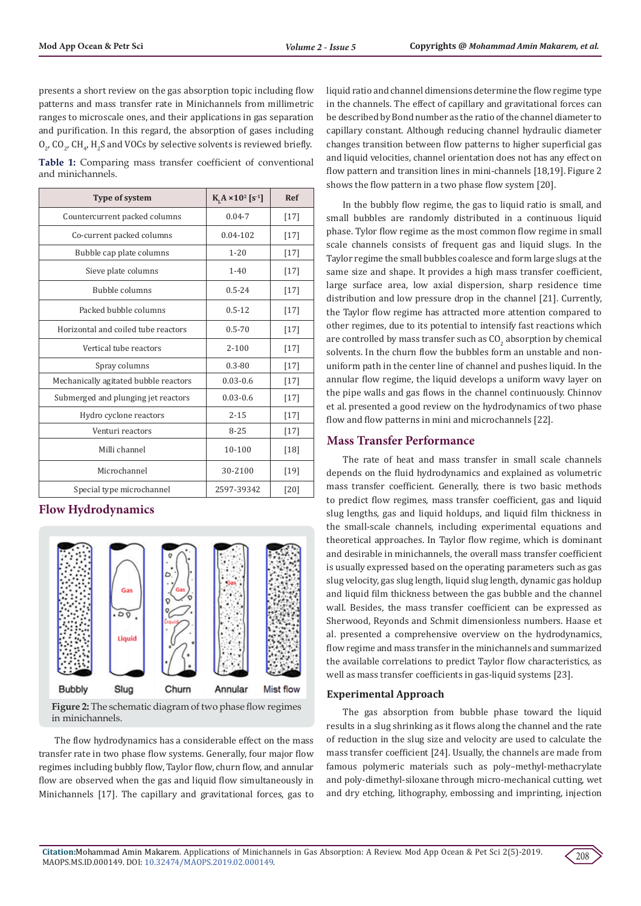presents a short review on the gas absorption topic including flow patterns and mass transfer rate in Minichannels from millimetric ranges to microscale ones, and their applications in gas separation and purification. In this regard, the absorption of gases including $O_2$, $CO_2$, $CH_4$, $H_2S$ and VOCs by selective solvents is reviewed briefly.

**Table 1:** Comparing mass transfer coefficient of conventional and minichannels.

| Type of system | $K_LA \times 10^2$ [$s^{-1}$] | Ref |
|---|---|---|
| Countercurrent packed columns | 0.04-7 | [17] |
| Co-current packed columns | 0.04-102 | [17] |
| Bubble cap plate columns | 1-20 | [17] |
| Sieve plate columns | 1-40 | [17] |
| Bubble columns | 0.5-24 | [17] |
| Packed bubble columns | 0.5-12 | [17] |
| Horizontal and coiled tube reactors | 0.5-70 | [17] |
| Vertical tube reactors | 2-100 | [17] |
| Spray columns | 0.3-80 | [17] |
| Mechanically agitated bubble reactors | 0.03-0.6 | [17] |
| Submerged and plunging jet reactors | 0.03-0.6 | [17] |
| Hydro cyclone reactors | 2-15 | [17] |
| Venturi reactors | 8-25 | [17] |
| Milli channel | 10-100 | [18] |
| Microchannel | 30-2100 | [19] |
| Special type microchannel | 2597-39342 | [20] |

## Flow Hydrodynamics

**Figure 2:** The schematic diagram of two phase flow regimes in minichannels.

The flow hydrodynamics has a considerable effect on the mass transfer rate in two phase flow systems. Generally, four major flow regimes including bubbly flow, Taylor flow, churn flow, and annular flow are observed when the gas and liquid flow simultaneously in Minichannels [17]. The capillary and gravitational forces, gas to liquid ratio and channel dimensions determine the flow regime type in the channels. The effect of capillary and gravitational forces can be described by Bond number as the ratio of the channel diameter to capillary constant. Although reducing channel hydraulic diameter changes transition between flow patterns to higher superficial gas and liquid velocities, channel orientation does not has any effect on flow pattern and transition lines in mini-channels [18,19]. Figure 2 shows the flow pattern in a two phase flow system [20].

In the bubbly flow regime, the gas to liquid ratio is small, and small bubbles are randomly distributed in a continuous liquid phase. Tylor flow regime as the most common flow regime in small scale channels consists of frequent gas and liquid slugs. In the Taylor regime the small bubbles coalesce and form large slugs at the same size and shape. It provides a high mass transfer coefficient, large surface area, low axial dispersion, sharp residence time distribution and low pressure drop in the channel [21]. Currently, the Taylor flow regime has attracted more attention compared to other regimes, due to its potential to intensify fast reactions which are controlled by mass transfer such as $CO_2$ absorption by chemical solvents. In the churn flow the bubbles form an unstable and non-uniform path in the center line of channel and pushes liquid. In the annular flow regime, the liquid develops a uniform wavy layer on the pipe walls and gas flows in the channel continuously. Chinnov et al. presented a good review on the hydrodynamics of two phase flow and flow patterns in mini and microchannels [22].

## Mass Transfer Performance

The rate of heat and mass transfer in small scale channels depends on the fluid hydrodynamics and explained as volumetric mass transfer coefficient. Generally, there is two basic methods to predict flow regimes, mass transfer coefficient, gas and liquid slug lengths, gas and liquid holdups, and liquid film thickness in the small-scale channels, including experimental equations and theoretical approaches. In Taylor flow regime, which is dominant and desirable in minichannels, the overall mass transfer coefficient is usually expressed based on the operating parameters such as gas slug velocity, gas slug length, liquid slug length, dynamic gas holdup and liquid film thickness between the gas bubble and the channel wall. Besides, the mass transfer coefficient can be expressed as Sherwood, Reyonds and Schmit dimensionless numbers. Haase et al. presented a comprehensive overview on the hydrodynamics, flow regime and mass transfer in the minichannels and summarized the available correlations to predict Taylor flow characteristics, as well as mass transfer coefficients in gas-liquid systems [23].

### Experimental Approach

The gas absorption from bubble phase toward the liquid results in a slug shrinking as it flows along the channel and the rate of reduction in the slug size and velocity are used to calculate the mass transfer coefficient [24]. Usually, the channels are made from famous polymeric materials such as poly–methyl-methacrylate and poly-dimethyl-siloxane through micro-mechanical cutting, wet and dry etching, lithography, embossing and imprinting, injection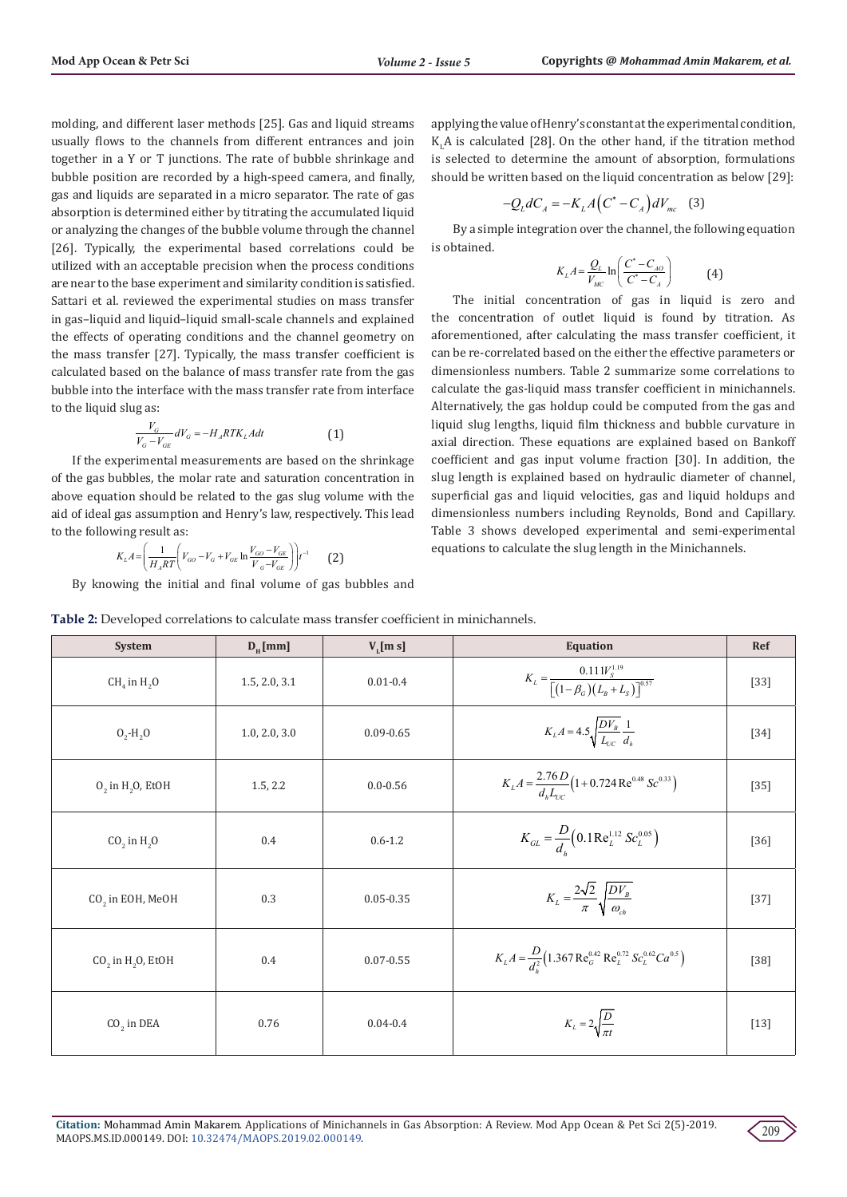molding, and different laser methods [25]. Gas and liquid streams usually flows to the channels from different entrances and join together in a Y or T junctions. The rate of bubble shrinkage and bubble position are recorded by a high-speed camera, and finally, gas and liquids are separated in a micro separator. The rate of gas absorption is determined either by titrating the accumulated liquid or analyzing the changes of the bubble volume through the channel [26]. Typically, the experimental based correlations could be utilized with an acceptable precision when the process conditions are near to the base experiment and similarity condition is satisfied. Sattari et al. reviewed the experimental studies on mass transfer in gas–liquid and liquid–liquid small-scale channels and explained the effects of operating conditions and the channel geometry on the mass transfer [27]. Typically, the mass transfer coefficient is calculated based on the balance of mass transfer rate from the gas bubble into the interface with the mass transfer rate from interface to the liquid slug as:

$$\frac{V_G}{V_G - V_{GE}} dV_G = -H_A RTK_L A dt \qquad (1)$$

If the experimental measurements are based on the shrinkage of the gas bubbles, the molar rate and saturation concentration in above equation should be related to the gas slug volume with the aid of ideal gas assumption and Henry's law, respectively. This lead to the following result as:

$$K_L A = \left( \frac{1}{H_A RT} \left( V_{GO} - V_G + V_{GE} \ln \frac{V_{GO} - V_{GE}}{V_G - V_{GE}} \right) \right) t^{-1} \qquad (2)$$

By knowing the initial and final volume of gas bubbles and applying the value of Henry's constant at the experimental condition, $K_L A$ is calculated [28]. On the other hand, if the titration method is selected to determine the amount of absorption, formulations should be written based on the liquid concentration as below [29]:

$$-Q_L dC_A = -K_L A \left( C^* - C_A \right) dV_{mc} \qquad (3)$$

By a simple integration over the channel, the following equation is obtained.

$$K_L A = \frac{Q_L}{V_{MC}} \ln \left( \frac{C^* - C_{AO}}{C^* - C_A} \right) \qquad (4)$$

The initial concentration of gas in liquid is zero and the concentration of outlet liquid is found by titration. As aforementioned, after calculating the mass transfer coefficient, it can be re-correlated based on the either the effective parameters or dimensionless numbers. Table 2 summarize some correlations to calculate the gas-liquid mass transfer coefficient in minichannels. Alternatively, the gas holdup could be computed from the gas and liquid slug lengths, liquid film thickness and bubble curvature in axial direction. These equations are explained based on Bankoff coefficient and gas input volume fraction [30]. In addition, the slug length is explained based on hydraulic diameter of channel, superficial gas and liquid velocities, gas and liquid holdups and dimensionless numbers including Reynolds, Bond and Capillary. Table 3 shows developed experimental and semi-experimental equations to calculate the slug length in the Minichannels.

**Table 2:** Developed correlations to calculate mass transfer coefficient in minichannels.

| System | $D_H$ [mm] | $V_L$ [m s] | Equation | Ref |
|---|---|---|---|---|
| $CH_4$ in $H_2O$ | 1.5, 2.0, 3.1 | 0.01-0.4 | $K_L = \frac{0.111 V_S^{1.19}}{\left[ (1-\beta_G)(L_B + L_S) \right]^{0.57}}$ | [33] |
| $O_2$-$H_2O$ | 1.0, 2.0, 3.0 | 0.09-0.65 | $K_L A = 4.5 \sqrt{\frac{D V_B}{L_{UC}}} \frac{1}{d_h}$ | [34] |
| $O_2$ in $H_2O$, EtOH | 1.5, 2.2 | 0.0-0.56 | $K_L A = \frac{2.76 D}{d_h L_{UC}} \left( 1 + 0.724 \mathrm{Re}^{0.48} Sc^{0.33} \right)$ | [35] |
| $CO_2$ in $H_2O$ | 0.4 | 0.6-1.2 | $K_{GL} = \frac{D}{d_h} \left( 0.1 \mathrm{Re}_L^{1.12} Sc_L^{0.05} \right)$ | [36] |
| $CO_2$ in EOH, MeOH | 0.3 | 0.05-0.35 | $K_L = \frac{2\sqrt{2}}{\pi} \sqrt{\frac{D V_B}{\omega_{ch}}}$ | [37] |
| $CO_2$ in $H_2O$, EtOH | 0.4 | 0.07-0.55 | $K_L A = \frac{D}{d_h^2} \left( 1.367 \mathrm{Re}_G^{0.42} \mathrm{Re}_L^{0.72} Sc_L^{0.62} Ca^{0.5} \right)$ | [38] |
| $CO_2$ in DEA | 0.76 | 0.04-0.4 | $K_L = 2 \sqrt{\frac{D}{\pi t}}$ | [13] |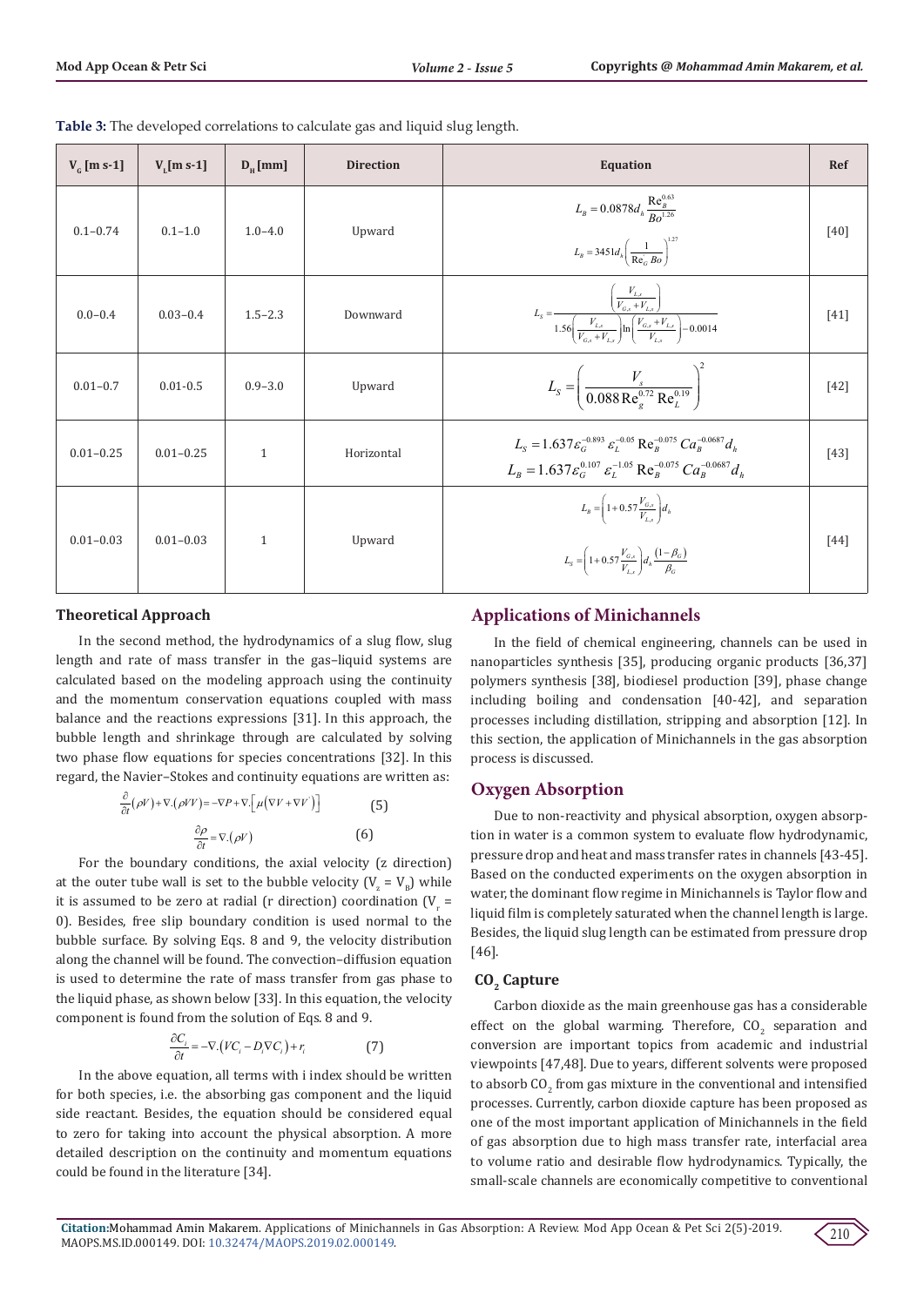**Table 3:** The developed correlations to calculate gas and liquid slug length.

| $V_G$ [m s-1] | $V_L$[m s-1] | $D_H$ [mm] | Direction | Equation | Ref |
|---|---|---|---|---|---|
| 0.1–0.74 | 0.1–1.0 | 1.0–4.0 | Upward | $L_B = 0.0878 d_h \frac{Re_B^{0.63}}{Bo^{1.26}}$ <br> $L_B = 3451 d_h \left(\frac{1}{Re_G\, Bo}\right)^{1.27}$ | [40] |
| 0.0–0.4 | 0.03–0.4 | 1.5–2.3 | Downward | $L_S = \frac{\left(\frac{V_{L,s}}{V_{G,s}+V_{L,s}}\right)}{1.56\left(\frac{V_{L,s}}{V_{G,s}+V_{L,s}}\right)\ln\left(\frac{V_{G,s}+V_{L,s}}{V_{L,s}}\right)-0.0014}$ | [41] |
| 0.01–0.7 | 0.01-0.5 | 0.9–3.0 | Upward | $L_S = \left(\frac{V_s}{0.088\,Re_g^{0.72}\,Re_L^{0.19}}\right)^2$ | [42] |
| 0.01–0.25 | 0.01–0.25 | 1 | Horizontal | $L_S = 1.637\varepsilon_G^{-0.893}\,\varepsilon_L^{-0.05}\,Re_B^{-0.075}\,Ca_B^{-0.0687} d_h$ <br> $L_B = 1.637\varepsilon_G^{0.107}\,\varepsilon_L^{-1.05}\,Re_B^{-0.075}\,Ca_B^{-0.0687} d_h$ | [43] |
| 0.01–0.03 | 0.01–0.03 | 1 | Upward | $L_B = \left(1+0.57\frac{V_{G,s}}{V_{L,s}}\right)d_h$ <br> $L_S = \left(1+0.57\frac{V_{G,s}}{V_{L,s}}\right)d_h\frac{(1-\beta_G)}{\beta_G}$ | [44] |

### Theoretical Approach

In the second method, the hydrodynamics of a slug flow, slug length and rate of mass transfer in the gas–liquid systems are calculated based on the modeling approach using the continuity and the momentum conservation equations coupled with mass balance and the reactions expressions [31]. In this approach, the bubble length and shrinkage through are calculated by solving two phase flow equations for species concentrations [32]. In this regard, the Navier–Stokes and continuity equations are written as:

$$\frac{\partial}{\partial t}(\rho V) + \nabla.(\rho VV) = -\nabla P + \nabla.\left[\mu\left(\nabla V + \nabla V'\right)\right] \qquad (5)$$

$$\frac{\partial \rho}{\partial t} = \nabla.(\rho V) \qquad (6)$$

For the boundary conditions, the axial velocity (z direction) at the outer tube wall is set to the bubble velocity ($V_z = V_B$) while it is assumed to be zero at radial (r direction) coordination ($V_r = 0$). Besides, free slip boundary condition is used normal to the bubble surface. By solving Eqs. 8 and 9, the velocity distribution along the channel will be found. The convection–diffusion equation is used to determine the rate of mass transfer from gas phase to the liquid phase, as shown below [33]. In this equation, the velocity component is found from the solution of Eqs. 8 and 9.

$$\frac{\partial C_i}{\partial t} = -\nabla.\left(VC_i - D_i \nabla C_i\right) + r_i \qquad (7)$$

In the above equation, all terms with i index should be written for both species, i.e. the absorbing gas component and the liquid side reactant. Besides, the equation should be considered equal to zero for taking into account the physical absorption. A more detailed description on the continuity and momentum equations could be found in the literature [34].

## Applications of Minichannels

In the field of chemical engineering, channels can be used in nanoparticles synthesis [35], producing organic products [36,37] polymers synthesis [38], biodiesel production [39], phase change including boiling and condensation [40-42], and separation processes including distillation, stripping and absorption [12]. In this section, the application of Minichannels in the gas absorption process is discussed.

## Oxygen Absorption

Due to non-reactivity and physical absorption, oxygen absorption in water is a common system to evaluate flow hydrodynamic, pressure drop and heat and mass transfer rates in channels [43-45]. Based on the conducted experiments on the oxygen absorption in water, the dominant flow regime in Minichannels is Taylor flow and liquid film is completely saturated when the channel length is large. Besides, the liquid slug length can be estimated from pressure drop [46].

### $CO_2$ Capture

Carbon dioxide as the main greenhouse gas has a considerable effect on the global warming. Therefore, $CO_2$ separation and conversion are important topics from academic and industrial viewpoints [47,48]. Due to years, different solvents were proposed to absorb $CO_2$ from gas mixture in the conventional and intensified processes. Currently, carbon dioxide capture has been proposed as one of the most important application of Minichannels in the field of gas absorption due to high mass transfer rate, interfacial area to volume ratio and desirable flow hydrodynamics. Typically, the small-scale channels are economically competitive to conventional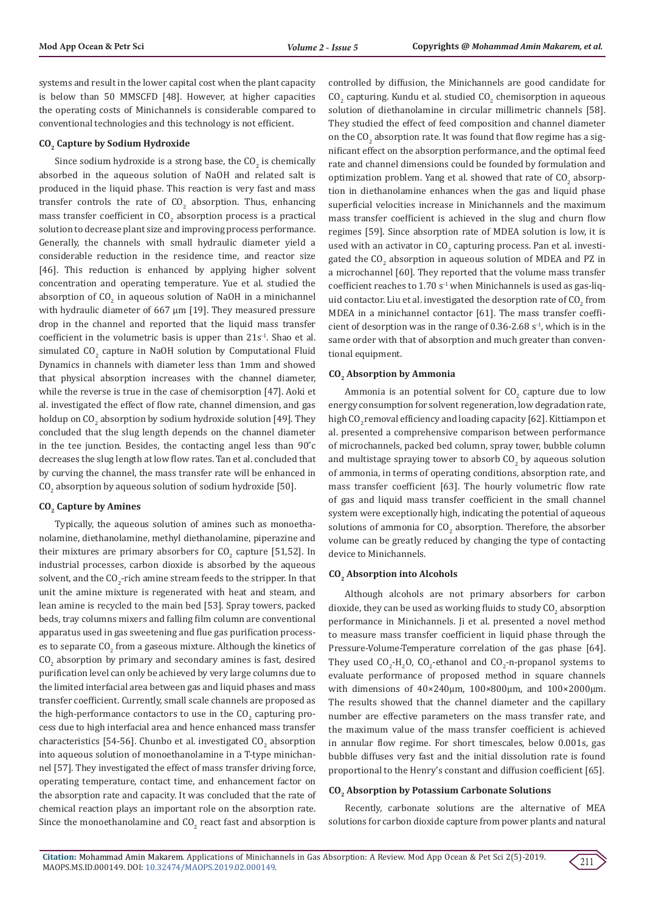systems and result in the lower capital cost when the plant capacity is below than 50 MMSCFD [48]. However, at higher capacities the operating costs of Minichannels is considerable compared to conventional technologies and this technology is not efficient.

### $CO_2$ Capture by Sodium Hydroxide

Since sodium hydroxide is a strong base, the $CO_2$ is chemically absorbed in the aqueous solution of NaOH and related salt is produced in the liquid phase. This reaction is very fast and mass transfer controls the rate of $CO_2$ absorption. Thus, enhancing mass transfer coefficient in $CO_2$ absorption process is a practical solution to decrease plant size and improving process performance. Generally, the channels with small hydraulic diameter yield a considerable reduction in the residence time, and reactor size [46]. This reduction is enhanced by applying higher solvent concentration and operating temperature. Yue et al. studied the absorption of $CO_2$ in aqueous solution of NaOH in a minichannel with hydraulic diameter of 667 μm [19]. They measured pressure drop in the channel and reported that the liquid mass transfer coefficient in the volumetric basis is upper than $21s^{-1}$. Shao et al. simulated $CO_2$ capture in NaOH solution by Computational Fluid Dynamics in channels with diameter less than 1mm and showed that physical absorption increases with the channel diameter, while the reverse is true in the case of chemisorption [47]. Aoki et al. investigated the effect of flow rate, channel dimension, and gas holdup on $CO_2$ absorption by sodium hydroxide solution [49]. They concluded that the slug length depends on the channel diameter in the tee junction. Besides, the contacting angel less than 90°c decreases the slug length at low flow rates. Tan et al. concluded that by curving the channel, the mass transfer rate will be enhanced in $CO_2$ absorption by aqueous solution of sodium hydroxide [50].

### $CO_2$ Capture by Amines

Typically, the aqueous solution of amines such as monoethanolamine, diethanolamine, methyl diethanolamine, piperazine and their mixtures are primary absorbers for $CO_2$ capture [51,52]. In industrial processes, carbon dioxide is absorbed by the aqueous solvent, and the $CO_2$-rich amine stream feeds to the stripper. In that unit the amine mixture is regenerated with heat and steam, and lean amine is recycled to the main bed [53]. Spray towers, packed beds, tray columns mixers and falling film column are conventional apparatus used in gas sweetening and flue gas purification processes to separate $CO_2$ from a gaseous mixture. Although the kinetics of $CO_2$ absorption by primary and secondary amines is fast, desired purification level can only be achieved by very large columns due to the limited interfacial area between gas and liquid phases and mass transfer coefficient. Currently, small scale channels are proposed as the high-performance contactors to use in the $CO_2$ capturing process due to high interfacial area and hence enhanced mass transfer characteristics [54-56]. Chunbo et al. investigated $CO_2$ absorption into aqueous solution of monoethanolamine in a T-type minichannel [57]. They investigated the effect of mass transfer driving force, operating temperature, contact time, and enhancement factor on the absorption rate and capacity. It was concluded that the rate of chemical reaction plays an important role on the absorption rate. Since the monoethanolamine and $CO_2$ react fast and absorption is controlled by diffusion, the Minichannels are good candidate for $CO_2$ capturing. Kundu et al. studied $CO_2$ chemisorption in aqueous solution of diethanolamine in circular millimetric channels [58]. They studied the effect of feed composition and channel diameter on the $CO_2$ absorption rate. It was found that flow regime has a significant effect on the absorption performance, and the optimal feed rate and channel dimensions could be founded by formulation and optimization problem. Yang et al. showed that rate of $CO_2$ absorption in diethanolamine enhances when the gas and liquid phase superficial velocities increase in Minichannels and the maximum mass transfer coefficient is achieved in the slug and churn flow regimes [59]. Since absorption rate of MDEA solution is low, it is used with an activator in $CO_2$ capturing process. Pan et al. investigated the $CO_2$ absorption in aqueous solution of MDEA and PZ in a microchannel [60]. They reported that the volume mass transfer coefficient reaches to 1.70 $s^{-1}$ when Minichannels is used as gas-liquid contactor. Liu et al. investigated the desorption rate of $CO_2$ from MDEA in a minichannel contactor [61]. The mass transfer coefficient of desorption was in the range of 0.36-2.68 $s^{-1}$, which is in the same order with that of absorption and much greater than conventional equipment.

### $CO_2$ Absorption by Ammonia

Ammonia is an potential solvent for $CO_2$ capture due to low energy consumption for solvent regeneration, low degradation rate, high $CO_2$ removal efficiency and loading capacity [62]. Kittiampon et al. presented a comprehensive comparison between performance of microchannels, packed bed column, spray tower, bubble column and multistage spraying tower to absorb $CO_2$ by aqueous solution of ammonia, in terms of operating conditions, absorption rate, and mass transfer coefficient [63]. The hourly volumetric flow rate of gas and liquid mass transfer coefficient in the small channel system were exceptionally high, indicating the potential of aqueous solutions of ammonia for $CO_2$ absorption. Therefore, the absorber volume can be greatly reduced by changing the type of contacting device to Minichannels.

### $CO_2$ Absorption into Alcohols

Although alcohols are not primary absorbers for carbon dioxide, they can be used as working fluids to study $CO_2$ absorption performance in Minichannels. Ji et al. presented a novel method to measure mass transfer coefficient in liquid phase through the Pressure-Volume-Temperature correlation of the gas phase [64]. They used $CO_2$-$H_2O$, $CO_2$-ethanol and $CO_2$-n-propanol systems to evaluate performance of proposed method in square channels with dimensions of 40×240μm, 100×800μm, and 100×2000μm. The results showed that the channel diameter and the capillary number are effective parameters on the mass transfer rate, and the maximum value of the mass transfer coefficient is achieved in annular flow regime. For short timescales, below 0.001s, gas bubble diffuses very fast and the initial dissolution rate is found proportional to the Henry's constant and diffusion coefficient [65].

### $CO_2$ Absorption by Potassium Carbonate Solutions

Recently, carbonate solutions are the alternative of MEA solutions for carbon dioxide capture from power plants and natural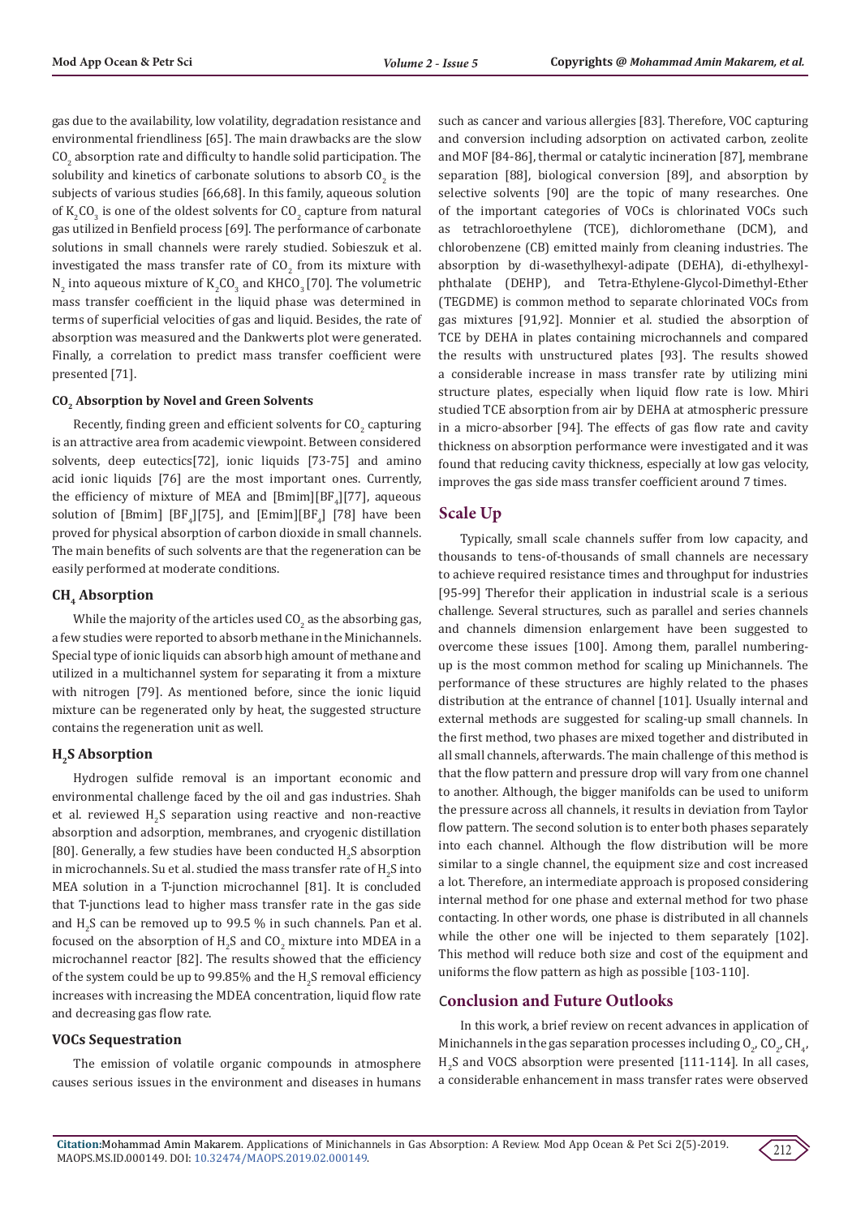gas due to the availability, low volatility, degradation resistance and environmental friendliness [65]. The main drawbacks are the slow $CO_2$ absorption rate and difficulty to handle solid participation. The solubility and kinetics of carbonate solutions to absorb $CO_2$ is the subjects of various studies [66,68]. In this family, aqueous solution of $K_2CO_3$ is one of the oldest solvents for $CO_2$ capture from natural gas utilized in Benfield process [69]. The performance of carbonate solutions in small channels were rarely studied. Sobieszuk et al. investigated the mass transfer rate of $CO_2$ from its mixture with $N_2$ into aqueous mixture of $K_2CO_3$ and $KHCO_3$ [70]. The volumetric mass transfer coefficient in the liquid phase was determined in terms of superficial velocities of gas and liquid. Besides, the rate of absorption was measured and the Dankwerts plot were generated. Finally, a correlation to predict mass transfer coefficient were presented [71].

#### $CO_2$ Absorption by Novel and Green Solvents

Recently, finding green and efficient solvents for $CO_2$ capturing is an attractive area from academic viewpoint. Between considered solvents, deep eutectics[72], ionic liquids [73-75] and amino acid ionic liquids [76] are the most important ones. Currently, the efficiency of mixture of MEA and [Bmim][$BF_4$][77], aqueous solution of [Bmim] [$BF_4$][75], and [Emim][$BF_4$] [78] have been proved for physical absorption of carbon dioxide in small channels. The main benefits of such solvents are that the regeneration can be easily performed at moderate conditions.

### $CH_4$ Absorption

While the majority of the articles used $CO_2$ as the absorbing gas, a few studies were reported to absorb methane in the Minichannels. Special type of ionic liquids can absorb high amount of methane and utilized in a multichannel system for separating it from a mixture with nitrogen [79]. As mentioned before, since the ionic liquid mixture can be regenerated only by heat, the suggested structure contains the regeneration unit as well.

### $H_2S$ Absorption

Hydrogen sulfide removal is an important economic and environmental challenge faced by the oil and gas industries. Shah et al. reviewed $H_2S$ separation using reactive and non-reactive absorption and adsorption, membranes, and cryogenic distillation [80]. Generally, a few studies have been conducted $H_2S$ absorption in microchannels. Su et al. studied the mass transfer rate of $H_2S$ into MEA solution in a T-junction microchannel [81]. It is concluded that T-junctions lead to higher mass transfer rate in the gas side and $H_2S$ can be removed up to 99.5 % in such channels. Pan et al. focused on the absorption of $H_2S$ and $CO_2$ mixture into MDEA in a microchannel reactor [82]. The results showed that the efficiency of the system could be up to 99.85% and the $H_2S$ removal efficiency increases with increasing the MDEA concentration, liquid flow rate and decreasing gas flow rate.

### VOCs Sequestration

The emission of volatile organic compounds in atmosphere causes serious issues in the environment and diseases in humans such as cancer and various allergies [83]. Therefore, VOC capturing and conversion including adsorption on activated carbon, zeolite and MOF [84-86], thermal or catalytic incineration [87], membrane separation [88], biological conversion [89], and absorption by selective solvents [90] are the topic of many researches. One of the important categories of VOCs is chlorinated VOCs such as tetrachloroethylene (TCE), dichloromethane (DCM), and chlorobenzene (CB) emitted mainly from cleaning industries. The absorption by di-wasethylhexyl-adipate (DEHA), di-ethylhexyl-phthalate (DEHP), and Tetra-Ethylene-Glycol-Dimethyl-Ether (TEGDME) is common method to separate chlorinated VOCs from gas mixtures [91,92]. Monnier et al. studied the absorption of TCE by DEHA in plates containing microchannels and compared the results with unstructured plates [93]. The results showed a considerable increase in mass transfer rate by utilizing mini structure plates, especially when liquid flow rate is low. Mhiri studied TCE absorption from air by DEHA at atmospheric pressure in a micro-absorber [94]. The effects of gas flow rate and cavity thickness on absorption performance were investigated and it was found that reducing cavity thickness, especially at low gas velocity, improves the gas side mass transfer coefficient around 7 times.

## Scale Up

Typically, small scale channels suffer from low capacity, and thousands to tens-of-thousands of small channels are necessary to achieve required resistance times and throughput for industries [95-99] Therefor their application in industrial scale is a serious challenge. Several structures, such as parallel and series channels and channels dimension enlargement have been suggested to overcome these issues [100]. Among them, parallel numbering-up is the most common method for scaling up Minichannels. The performance of these structures are highly related to the phases distribution at the entrance of channel [101]. Usually internal and external methods are suggested for scaling-up small channels. In the first method, two phases are mixed together and distributed in all small channels, afterwards. The main challenge of this method is that the flow pattern and pressure drop will vary from one channel to another. Although, the bigger manifolds can be used to uniform the pressure across all channels, it results in deviation from Taylor flow pattern. The second solution is to enter both phases separately into each channel. Although the flow distribution will be more similar to a single channel, the equipment size and cost increased a lot. Therefore, an intermediate approach is proposed considering internal method for one phase and external method for two phase contacting. In other words, one phase is distributed in all channels while the other one will be injected to them separately [102]. This method will reduce both size and cost of the equipment and uniforms the flow pattern as high as possible [103-110].

## Conclusion and Future Outlooks

In this work, a brief review on recent advances in application of Minichannels in the gas separation processes including $O_2$, $CO_2$, $CH_4$, $H_2S$ and VOCS absorption were presented [111-114]. In all cases, a considerable enhancement in mass transfer rates were observed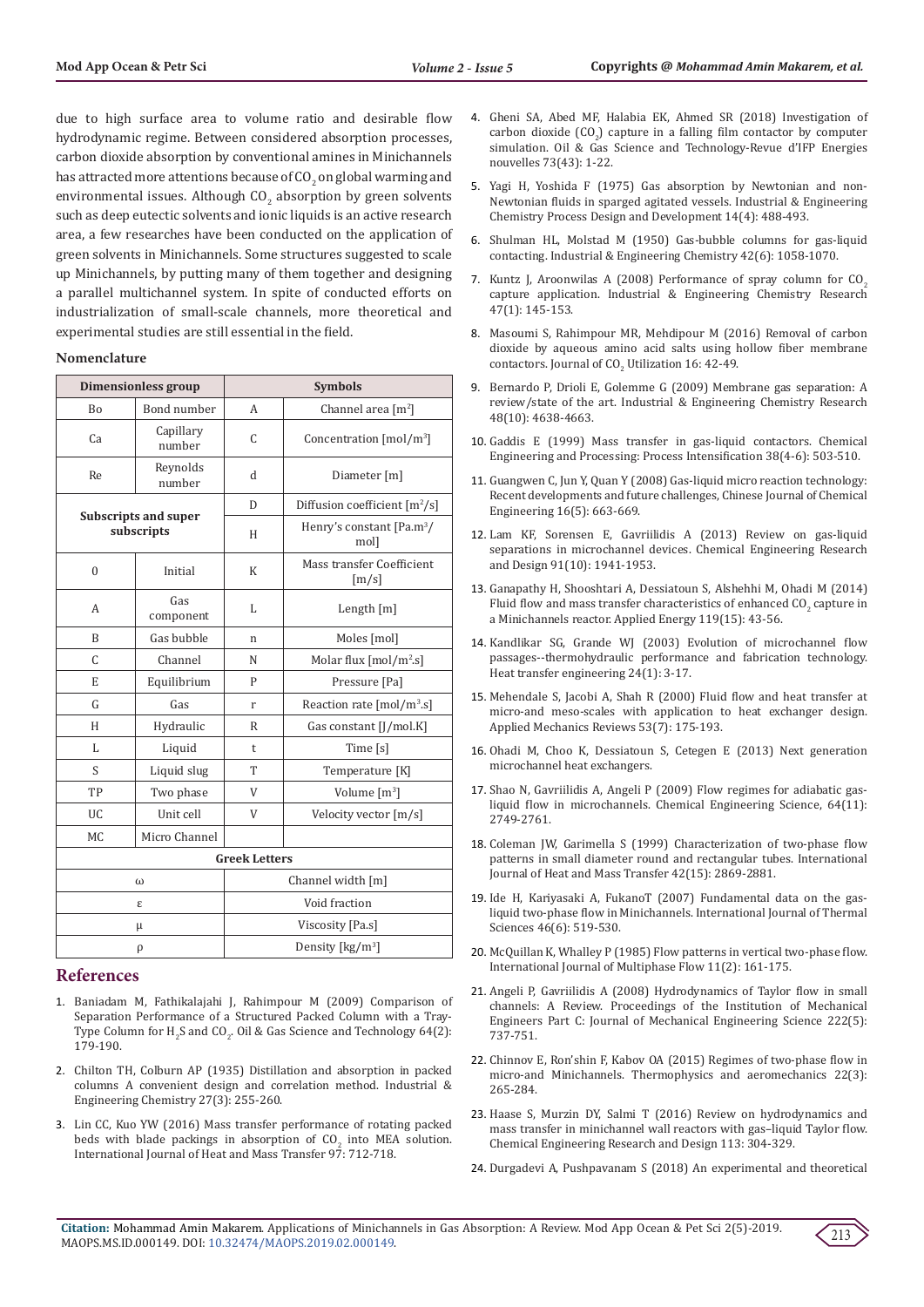due to high surface area to volume ratio and desirable flow hydrodynamic regime. Between considered absorption processes, carbon dioxide absorption by conventional amines in Minichannels has attracted more attentions because of $CO_2$ on global warming and environmental issues. Although $CO_2$ absorption by green solvents such as deep eutectic solvents and ionic liquids is an active research area, a few researches have been conducted on the application of green solvents in Minichannels. Some structures suggested to scale up Minichannels, by putting many of them together and designing a parallel multichannel system. In spite of conducted efforts on industrialization of small-scale channels, more theoretical and experimental studies are still essential in the field.

### Nomenclature

| Dimensionless group | | Symbols | |
|---|---|---|---|
| Bo | Bond number | A | Channel area [$m^2$] |
| Ca | Capillary number | C | Concentration [$mol/m^3$] |
| Re | Reynolds number | d | Diameter [m] |
| Subscripts and super subscripts | | D | Diffusion coefficient [$m^2/s$] |
| | | H | Henry's constant [$Pa.m^3/mol$] |
| 0 | Initial | K | Mass transfer Coefficient [m/s] |
| A | Gas component | L | Length [m] |
| B | Gas bubble | n | Moles [mol] |
| C | Channel | N | Molar flux [$mol/m^2.s$] |
| E | Equilibrium | P | Pressure [Pa] |
| G | Gas | r | Reaction rate [$mol/m^3.s$] |
| H | Hydraulic | R | Gas constant [J/mol.K] |
| L | Liquid | t | Time [s] |
| S | Liquid slug | T | Temperature [K] |
| TP | Two phase | V | Volume [$m^3$] |
| UC | Unit cell | V | Velocity vector [m/s] |
| MC | Micro Channel | | |
| Greek Letters | | | |
| ω | | Channel width [m] | |
| ε | | Void fraction | |
| μ | | Viscosity [Pa.s] | |
| ρ | | Density [$kg/m^3$] | |

## References

1. Baniadam M, Fathikalajahi J, Rahimpour M (2009) Comparison of Separation Performance of a Structured Packed Column with a Tray-Type Column for $H_2S$ and $CO_2$. Oil & Gas Science and Technology 64(2): 179-190.
2. Chilton TH, Colburn AP (1935) Distillation and absorption in packed columns A convenient design and correlation method. Industrial & Engineering Chemistry 27(3): 255-260.
3. Lin CC, Kuo YW (2016) Mass transfer performance of rotating packed beds with blade packings in absorption of $CO_2$ into MEA solution. International Journal of Heat and Mass Transfer 97: 712-718.
4. Gheni SA, Abed MF, Halabia EK, Ahmed SR (2018) Investigation of carbon dioxide ($CO_2$) capture in a falling film contactor by computer simulation. Oil & Gas Science and Technology-Revue d'IFP Energies nouvelles 73(43): 1-22.
5. Yagi H, Yoshida F (1975) Gas absorption by Newtonian and non-Newtonian fluids in sparged agitated vessels. Industrial & Engineering Chemistry Process Design and Development 14(4): 488-493.
6. Shulman HL, Molstad M (1950) Gas-bubble columns for gas-liquid contacting. Industrial & Engineering Chemistry 42(6): 1058-1070.
7. Kuntz J, Aroonwilas A (2008) Performance of spray column for $CO_2$ capture application. Industrial & Engineering Chemistry Research 47(1): 145-153.
8. Masoumi S, Rahimpour MR, Mehdipour M (2016) Removal of carbon dioxide by aqueous amino acid salts using hollow fiber membrane contactors. Journal of $CO_2$ Utilization 16: 42-49.
9. Bernardo P, Drioli E, Golemme G (2009) Membrane gas separation: A review/state of the art. Industrial & Engineering Chemistry Research 48(10): 4638-4663.
10. Gaddis E (1999) Mass transfer in gas-liquid contactors. Chemical Engineering and Processing: Process Intensification 38(4-6): 503-510.
11. Guangwen C, Jun Y, Quan Y (2008) Gas-liquid micro reaction technology: Recent developments and future challenges, Chinese Journal of Chemical Engineering 16(5): 663-669.
12. Lam KF, Sorensen E, Gavriilidis A (2013) Review on gas-liquid separations in microchannel devices. Chemical Engineering Research and Design 91(10): 1941-1953.
13. Ganapathy H, Shooshtari A, Dessiatoun S, Alshehhi M, Ohadi M (2014) Fluid flow and mass transfer characteristics of enhanced $CO_2$ capture in a Minichannels reactor. Applied Energy 119(15): 43-56.
14. Kandlikar SG, Grande WJ (2003) Evolution of microchannel flow passages--thermohydraulic performance and fabrication technology. Heat transfer engineering 24(1): 3-17.
15. Mehendale S, Jacobi A, Shah R (2000) Fluid flow and heat transfer at micro-and meso-scales with application to heat exchanger design. Applied Mechanics Reviews 53(7): 175-193.
16. Ohadi M, Choo K, Dessiatoun S, Cetegen E (2013) Next generation microchannel heat exchangers.
17. Shao N, Gavriilidis A, Angeli P (2009) Flow regimes for adiabatic gas-liquid flow in microchannels. Chemical Engineering Science, 64(11): 2749-2761.
18. Coleman JW, Garimella S (1999) Characterization of two-phase flow patterns in small diameter round and rectangular tubes. International Journal of Heat and Mass Transfer 42(15): 2869-2881.
19. Ide H, Kariyasaki A, FukanoT (2007) Fundamental data on the gas-liquid two-phase flow in Minichannels. International Journal of Thermal Sciences 46(6): 519-530.
20. McQuillan K, Whalley P (1985) Flow patterns in vertical two-phase flow. International Journal of Multiphase Flow 11(2): 161-175.
21. Angeli P, Gavriilidis A (2008) Hydrodynamics of Taylor flow in small channels: A Review. Proceedings of the Institution of Mechanical Engineers Part C: Journal of Mechanical Engineering Science 222(5): 737-751.
22. Chinnov E, Ron'shin F, Kabov OA (2015) Regimes of two-phase flow in micro-and Minichannels. Thermophysics and aeromechanics 22(3): 265-284.
23. Haase S, Murzin DY, Salmi T (2016) Review on hydrodynamics and mass transfer in minichannel wall reactors with gas–liquid Taylor flow. Chemical Engineering Research and Design 113: 304-329.
24. Durgadevi A, Pushpavanam S (2018) An experimental and theoretical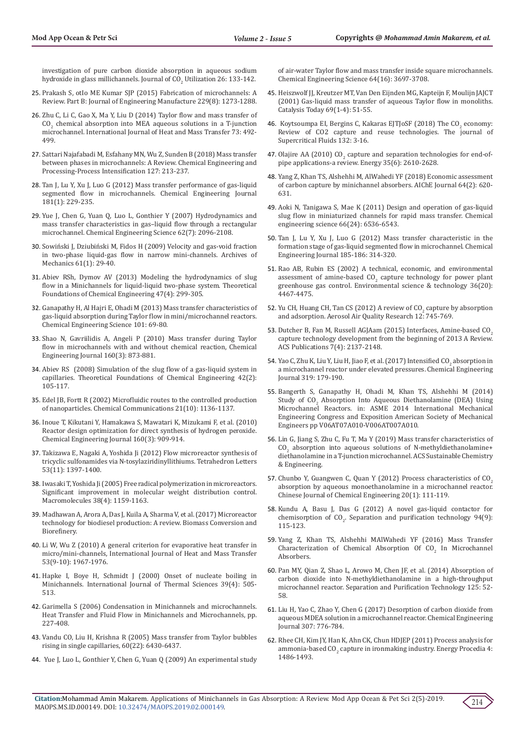investigation of pure carbon dioxide absorption in aqueous sodium hydroxide in glass millichannels. Journal of $CO_2$ Utilization 26: 133-142.

25. Prakash S, otIo ME Kumar SJP (2015) Fabrication of microchannels: A Review. Part B: Journal of Engineering Manufacture 229(8): 1273-1288.
26. Zhu C, Li C, Gao X, Ma Y, Liu D (2014) Taylor flow and mass transfer of $CO_2$ chemical absorption into MEA aqueous solutions in a T-junction microchannel. International Journal of Heat and Mass Transfer 73: 492-499.
27. Sattari Najafabadi M, Esfahany MN, Wu Z, Sunden B (2018) Mass transfer between phases in microchannels: A Review. Chemical Engineering and Processing-Process Intensification 127: 213-237.
28. Tan J, Lu Y, Xu J, Luo G (2012) Mass transfer performance of gas-liquid segmented flow in microchannels. Chemical Engineering Journal 181(1): 229-235.
29. Yue J, Chen G, Yuan Q, Luo L, Gonthier Y (2007) Hydrodynamics and mass transfer characteristics in gas–liquid flow through a rectangular microchannel. Chemical Engineering Science 62(7): 2096-2108.
30. Sowiński J, Dziubiński M, Fidos H (2009) Velocity and gas-void fraction in two-phase liquid-gas flow in narrow mini-channels. Archives of Mechanics 61(1): 29-40.
31. Abiev RSh, Dymov AV (2013) Modeling the hydrodynamics of slug flow in a Minichannels for liquid-liquid two-phase system. Theoretical Foundations of Chemical Engineering 47(4): 299-305.
32. Ganapathy H, Al Hajri E, Ohadi M (2013) Mass transfer characteristics of gas-liquid absorption during Taylor flow in mini/microchannel reactors. Chemical Engineering Science 101: 69-80.
33. Shao N, Gavriilidis A, Angeli P (2010) Mass transfer during Taylor flow in microchannels with and without chemical reaction, Chemical Engineering Journal 160(3): 873-881.
34. Abiev RS (2008) Simulation of the slug flow of a gas-liquid system in capillaries. Theoretical Foundations of Chemical Engineering 42(2): 105-117.
35. Edel JB, Fortt R (2002) Microfluidic routes to the controlled production of nanoparticles. Chemical Communications 21(10): 1136-1137.
36. Inoue T, Kikutani Y, Hamakawa S, Mawatari K, Mizukami F, et al. (2010) Reactor design optimization for direct synthesis of hydrogen peroxide. Chemical Engineering Journal 160(3): 909-914.
37. Takizawa E, Nagaki A, Yoshida Ji (2012) Flow microreactor synthesis of tricyclic sulfonamides via N-tosylaziridinyllithiums. Tetrahedron Letters 53(11): 1397-1400.
38. Iwasaki T, Yoshida Ji (2005) Free radical polymerization in microreactors. Significant improvement in molecular weight distribution control. Macromolecules 38(4): 1159-1163.
39. Madhawan A, Arora A, Das J, Kuila A, Sharma V, et al. (2017) Microreactor technology for biodiesel production: A review. Biomass Conversion and Biorefinery.
40. Li W, Wu Z (2010) A general criterion for evaporative heat transfer in micro/mini-channels, International Journal of Heat and Mass Transfer 53(9-10): 1967-1976.
41. Hapke I, Boye H, Schmidt J (2000) Onset of nucleate boiling in Minichannels. International Journal of Thermal Sciences 39(4): 505-513.
42. Garimella S (2006) Condensation in Minichannels and microchannels. Heat Transfer and Fluid Flow in Minichannels and Microchannels, pp. 227-408.
43. Vandu CO, Liu H, Krishna R (2005) Mass transfer from Taylor bubbles rising in single capillaries, 60(22): 6430-6437.
44. Yue J, Luo L, Gonthier Y, Chen G, Yuan Q (2009) An experimental study of air-water Taylor flow and mass transfer inside square microchannels. Chemical Engineering Science 64(16): 3697-3708.
45. Heiszwolf JJ, Kreutzer MT, Van Den Eijnden MG, Kapteijn F, Moulijn JAJCT (2001) Gas-liquid mass transfer of aqueous Taylor flow in monoliths. Catalysis Today 69(1-4): 51-55.
46. Koytsoumpa EI, Bergins C, Kakaras EJTJoSF (2018) The $CO_2$ economy: Review of CO2 capture and reuse technologies. The journal of Supercritical Fluids 132: 3-16.
47. Olajire AA (2010) $CO_2$ capture and separation technologies for end-of-pipe applications-a review. Energy 35(6): 2610-2628.
48. Yang Z, Khan TS, Alshehhi M, AlWahedi YF (2018) Economic assessment of carbon capture by minichannel absorbers. AIChE Journal 64(2): 620-631.
49. Aoki N, Tanigawa S, Mae K (2011) Design and operation of gas-liquid slug flow in miniaturized channels for rapid mass transfer. Chemical engineering science 66(24): 6536-6543.
50. Tan J, Lu Y, Xu J, Luo G (2012) Mass transfer characteristic in the formation stage of gas-liquid segmented flow in microchannel. Chemical Engineering Journal 185-186: 314-320.
51. Rao AB, Rubin ES (2002) A technical, economic, and environmental assessment of amine-based $CO_2$ capture technology for power plant greenhouse gas control. Environmental science & technology 36(20): 4467-4475.
52. Yu CH, Huang CH, Tan CS (2012) A review of $CO_2$ capture by absorption and adsorption. Aerosol Air Quality Research 12: 745-769.
53. Dutcher B, Fan M, Russell AGJAam (2015) Interfaces, Amine-based $CO_2$ capture technology development from the beginning of 2013 A Review. ACS Publications 7(4): 2137-2148.
54. Yao C, Zhu K, Liu Y, Liu H, Jiao F, et al. (2017) Intensified $CO_2$ absorption in a microchannel reactor under elevated pressures. Chemical Engineering Journal 319: 179-190.
55. Bangerth S, Ganapathy H, Ohadi M, Khan TS, Alshehhi M (2014) Study of $CO_2$ Absorption Into Aqueous Diethanolamine (DEA) Using Microchannel Reactors. in: ASME 2014 International Mechanical Engineering Congress and Exposition American Society of Mechanical Engineers pp V06AT07A010-V006AT007A010.
56. Lin G, Jiang S, Zhu C, Fu T, Ma Y (2019) Mass transfer characteristics of $CO_2$ absorption into aqueous solutions of N-methyldiethanolamine+ diethanolamine in a T-junction microchannel. ACS Sustainable Chemistry & Engineering.
57. Chunbo Y, Guangwen C, Quan Y (2012) Process characteristics of $CO_2$ absorption by aqueous monoethanolamine in a microchannel reactor. Chinese Journal of Chemical Engineering 20(1): 111-119.
58. Kundu A, Basu J, Das G (2012) A novel gas-liquid contactor for chemisorption of $CO_2$. Separation and purification technology 94(9): 115-123.
59. Yang Z, Khan TS, Alshehhi MAlWahedi YF (2016) Mass Transfer Characterization of Chemical Absorption Of $CO_2$ In Microchannel Absorbers.
60. Pan MY, Qian Z, Shao L, Arowo M, Chen JF, et al. (2014) Absorption of carbon dioxide into N-methyldiethanolamine in a high-throughput microchannel reactor. Separation and Purification Technology 125: 52-58.
61. Liu H, Yao C, Zhao Y, Chen G (2017) Desorption of carbon dioxide from aqueous MDEA solution in a microchannel reactor. Chemical Engineering Journal 307: 776-784.
62. Rhee CH, Kim JY, Han K, Ahn CK, Chun HDJEP (2011) Process analysis for ammonia-based $CO_2$ capture in ironmaking industry. Energy Procedia 4: 1486-1493.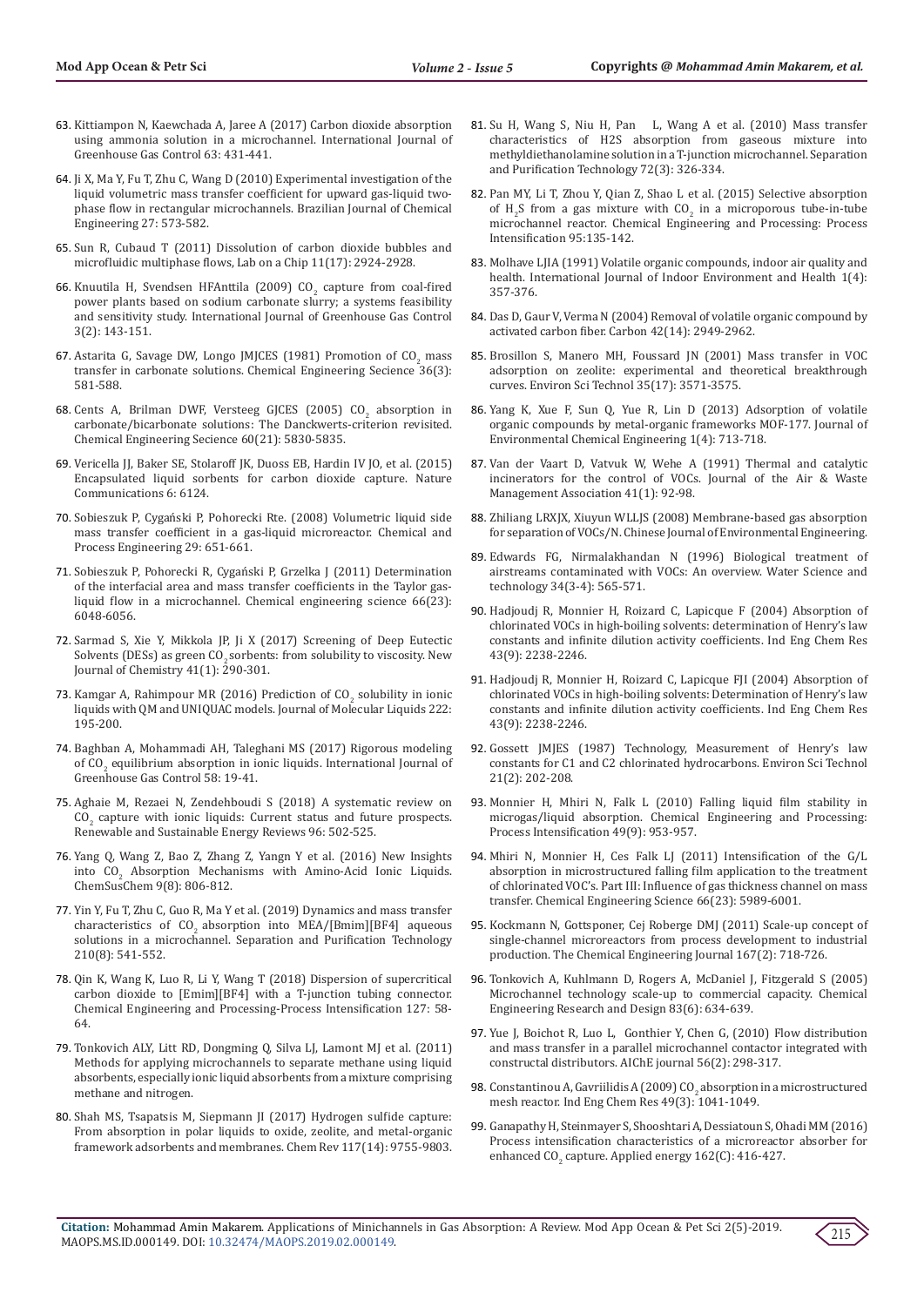63. Kittiampon N, Kaewchada A, Jaree A (2017) Carbon dioxide absorption using ammonia solution in a microchannel. International Journal of Greenhouse Gas Control 63: 431-441.
64. Ji X, Ma Y, Fu T, Zhu C, Wang D (2010) Experimental investigation of the liquid volumetric mass transfer coefficient for upward gas-liquid two-phase flow in rectangular microchannels. Brazilian Journal of Chemical Engineering 27: 573-582.
65. Sun R, Cubaud T (2011) Dissolution of carbon dioxide bubbles and microfluidic multiphase flows, Lab on a Chip 11(17): 2924-2928.
66. Knuutila H, Svendsen HFAnttila (2009) $CO_2$ capture from coal-fired power plants based on sodium carbonate slurry; a systems feasibility and sensitivity study. International Journal of Greenhouse Gas Control 3(2): 143-151.
67. Astarita G, Savage DW, Longo JMJCES (1981) Promotion of $CO_2$ mass transfer in carbonate solutions. Chemical Engineering Sceience 36(3): 581-588.
68. Cents A, Brilman DWF, Versteeg GJCES (2005) $CO_2$ absorption in carbonate/bicarbonate solutions: The Danckwerts-criterion revisited. Chemical Engineering Science 60(21): 5830-5835.
69. Vericella JJ, Baker SE, Stolaroff JK, Duoss EB, Hardin IV JO, et al. (2015) Encapsulated liquid sorbents for carbon dioxide capture. Nature Communications 6: 6124.
70. Sobieszuk P, Cygański P, Pohorecki Rte. (2008) Volumetric liquid side mass transfer coefficient in a gas-liquid microreactor. Chemical and Process Engineering 29: 651-661.
71. Sobieszuk P, Pohorecki R, Cygański P, Grzelka J (2011) Determination of the interfacial area and mass transfer coefficients in the Taylor gas-liquid flow in a microchannel. Chemical engineering science 66(23): 6048-6056.
72. Sarmad S, Xie Y, Mikkola JP, Ji X (2017) Screening of Deep Eutectic Solvents (DESs) as green $CO_2$ sorbents: from solubility to viscosity. New Journal of Chemistry 41(1): 290-301.
73. Kamgar A, Rahimpour MR (2016) Prediction of $CO_2$ solubility in ionic liquids with QM and UNIQUAC models. Journal of Molecular Liquids 222: 195-200.
74. Baghban A, Mohammadi AH, Taleghani MS (2017) Rigorous modeling of $CO_2$ equilibrium absorption in ionic liquids. International Journal of Greenhouse Gas Control 58: 19-41.
75. Aghaie M, Rezaei N, Zendehboudi S (2018) A systematic review on $CO_2$ capture with ionic liquids: Current status and future prospects. Renewable and Sustainable Energy Reviews 96: 502-525.
76. Yang Q, Wang Z, Bao Z, Zhang Z, Yangn Y et al. (2016) New Insights into $CO_2$ Absorption Mechanisms with Amino-Acid Ionic Liquids. ChemSusChem 9(8): 806-812.
77. Yin Y, Fu T, Zhu C, Guo R, Ma Y et al. (2019) Dynamics and mass transfer characteristics of $CO_2$ absorption into MEA/[Bmim][BF4] aqueous solutions in a microchannel. Separation and Purification Technology 210(8): 541-552.
78. Qin K, Wang K, Luo R, Li Y, Wang T (2018) Dispersion of supercritical carbon dioxide to [Emim][BF4] with a T-junction tubing connector. Chemical Engineering and Processing-Process Intensification 127: 58-64.
79. Tonkovich ALY, Litt RD, Dongming Q, Silva LJ, Lamont MJ et al. (2011) Methods for applying microchannels to separate methane using liquid absorbents, especially ionic liquid absorbents from a mixture comprising methane and nitrogen.
80. Shah MS, Tsapatsis M, Siepmann JI (2017) Hydrogen sulfide capture: From absorption in polar liquids to oxide, zeolite, and metal-organic framework adsorbents and membranes. Chem Rev 117(14): 9755-9803.
81. Su H, Wang S, Niu H, Pan L, Wang A et al. (2010) Mass transfer characteristics of H2S absorption from gaseous mixture into methyldiethanolamine solution in a T-junction microchannel. Separation and Purification Technology 72(3): 326-334.
82. Pan MY, Li T, Zhou Y, Qian Z, Shao L et al. (2015) Selective absorption of $H_2S$ from a gas mixture with $CO_2$ in a microporous tube-in-tube microchannel reactor. Chemical Engineering and Processing: Process Intensification 95:135-142.
83. Molhave LJIA (1991) Volatile organic compounds, indoor air quality and health. International Journal of Indoor Environment and Health 1(4): 357-376.
84. Das D, Gaur V, Verma N (2004) Removal of volatile organic compound by activated carbon fiber. Carbon 42(14): 2949-2962.
85. Brosillon S, Manero MH, Foussard JN (2001) Mass transfer in VOC adsorption on zeolite: experimental and theoretical breakthrough curves. Environ Sci Technol 35(17): 3571-3575.
86. Yang K, Xue F, Sun Q, Yue R, Lin D (2013) Adsorption of volatile organic compounds by metal-organic frameworks MOF-177. Journal of Environmental Chemical Engineering 1(4): 713-718.
87. Van der Vaart D, Vatvuk W, Wehe A (1991) Thermal and catalytic incinerators for the control of VOCs. Journal of the Air & Waste Management Association 41(1): 92-98.
88. Zhiliang LRXJX, Xiuyun WLLJS (2008) Membrane-based gas absorption for separation of VOCs/N. Chinese Journal of Environmental Engineering.
89. Edwards FG, Nirmalakhandan N (1996) Biological treatment of airstreams contaminated with VOCs: An overview. Water Science and technology 34(3-4): 565-571.
90. Hadjoudj R, Monnier H, Roizard C, Lapicque F (2004) Absorption of chlorinated VOCs in high-boiling solvents: determination of Henry's law constants and infinite dilution activity coefficients. Ind Eng Chem Res 43(9): 2238-2246.
91. Hadjoudj R, Monnier H, Roizard C, Lapicque FJI (2004) Absorption of chlorinated VOCs in high-boiling solvents: Determination of Henry's law constants and infinite dilution activity coefficients. Ind Eng Chem Res 43(9): 2238-2246.
92. Gossett JMJES (1987) Technology, Measurement of Henry's law constants for C1 and C2 chlorinated hydrocarbons. Environ Sci Technol 21(2): 202-208.
93. Monnier H, Mhiri N, Falk L (2010) Falling liquid film stability in microgas/liquid absorption. Chemical Engineering and Processing: Process Intensification 49(9): 953-957.
94. Mhiri N, Monnier H, Ces Falk LJ (2011) Intensification of the G/L absorption in microstructured falling film application to the treatment of chlorinated VOC's. Part III: Influence of gas thickness channel on mass transfer. Chemical Engineering Science 66(23): 5989-6001.
95. Kockmann N, Gottsponer, Cej Roberge DMJ (2011) Scale-up concept of single-channel microreactors from process development to industrial production. The Chemical Engineering Journal 167(2): 718-726.
96. Tonkovich A, Kuhlmann D, Rogers A, McDaniel J, Fitzgerald S (2005) Microchannel technology scale-up to commercial capacity. Chemical Engineering Research and Design 83(6): 634-639.
97. Yue J, Boichot R, Luo L, Gonthier Y, Chen G, (2010) Flow distribution and mass transfer in a parallel microchannel contactor integrated with constructal distributors. AIChE journal 56(2): 298-317.
98. Constantinou A, Gavriilidis A (2009) $CO_2$ absorption in a microstructured mesh reactor. Ind Eng Chem Res 49(3): 1041-1049.
99. Ganapathy H, Steinmayer S, Shooshtari A, Dessiatoun S, Ohadi MM (2016) Process intensification characteristics of a microreactor absorber for enhanced $CO_2$ capture. Applied energy 162(C): 416-427.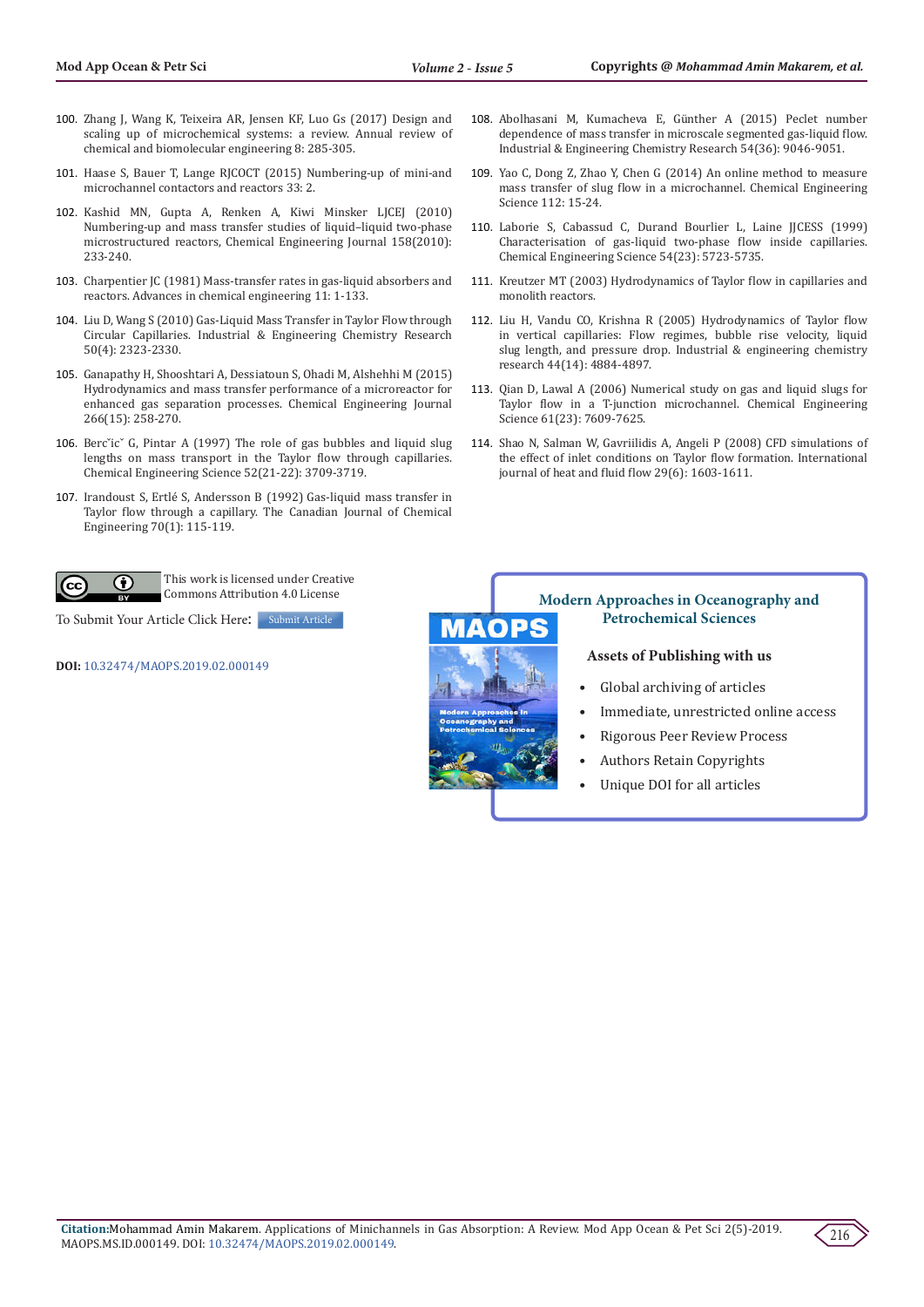100. Zhang J, Wang K, Teixeira AR, Jensen KF, Luo Gs (2017) Design and scaling up of microchemical systems: a review. Annual review of chemical and biomolecular engineering 8: 285-305.
101. Haase S, Bauer T, Lange RJCOCT (2015) Numbering-up of mini-and microchannel contactors and reactors 33: 2.
102. Kashid MN, Gupta A, Renken A, Kiwi Minsker LJCEJ (2010) Numbering-up and mass transfer studies of liquid–liquid two-phase microstructured reactors, Chemical Engineering Journal 158(2010): 233-240.
103. Charpentier JC (1981) Mass-transfer rates in gas-liquid absorbers and reactors. Advances in chemical engineering 11: 1-133.
104. Liu D, Wang S (2010) Gas-Liquid Mass Transfer in Taylor Flow through Circular Capillaries. Industrial & Engineering Chemistry Research 50(4): 2323-2330.
105. Ganapathy H, Shooshtari A, Dessiatoun S, Ohadi M, Alshehhi M (2015) Hydrodynamics and mass transfer performance of a microreactor for enhanced gas separation processes. Chemical Engineering Journal 266(15): 258-270.
106. Berčič G, Pintar A (1997) The role of gas bubbles and liquid slug lengths on mass transport in the Taylor flow through capillaries. Chemical Engineering Science 52(21-22): 3709-3719.
107. Irandoust S, Ertlé S, Andersson B (1992) Gas-liquid mass transfer in Taylor flow through a capillary. The Canadian Journal of Chemical Engineering 70(1): 115-119.
108. Abolhasani M, Kumacheva E, Günther A (2015) Peclet number dependence of mass transfer in microscale segmented gas-liquid flow. Industrial & Engineering Chemistry Research 54(36): 9046-9051.
109. Yao C, Dong Z, Zhao Y, Chen G (2014) An online method to measure mass transfer of slug flow in a microchannel. Chemical Engineering Science 112: 15-24.
110. Laborie S, Cabassud C, Durand Bourlier L, Laine JJCESS (1999) Characterisation of gas-liquid two-phase flow inside capillaries. Chemical Engineering Science 54(23): 5723-5735.
111. Kreutzer MT (2003) Hydrodynamics of Taylor flow in capillaries and monolith reactors.
112. Liu H, Vandu CO, Krishna R (2005) Hydrodynamics of Taylor flow in vertical capillaries: Flow regimes, bubble rise velocity, liquid slug length, and pressure drop. Industrial & engineering chemistry research 44(14): 4884-4897.
113. Qian D, Lawal A (2006) Numerical study on gas and liquid slugs for Taylor flow in a T-junction microchannel. Chemical Engineering Science 61(23): 7609-7625.
114. Shao N, Salman W, Gavriilidis A, Angeli P (2008) CFD simulations of the effect of inlet conditions on Taylor flow formation. International journal of heat and fluid flow 29(6): 1603-1611.

This work is licensed under Creative Commons Attribution 4.0 License

To Submit Your Article Click Here: Submit Article

**DOI:** 10.32474/MAOPS.2019.02.000149

### Modern Approaches in Oceanography and Petrochemical Sciences

**Assets of Publishing with us**

- Global archiving of articles
- Immediate, unrestricted online access
- Rigorous Peer Review Process
- Authors Retain Copyrights
- Unique DOI for all articles

**Citation:** Mohammad Amin Makarem. Applications of Minichannels in Gas Absorption: A Review. Mod App Ocean & Pet Sci 2(5)-2019. MAOPS.MS.ID.000149. DOI: 10.32474/MAOPS.2019.02.000149.